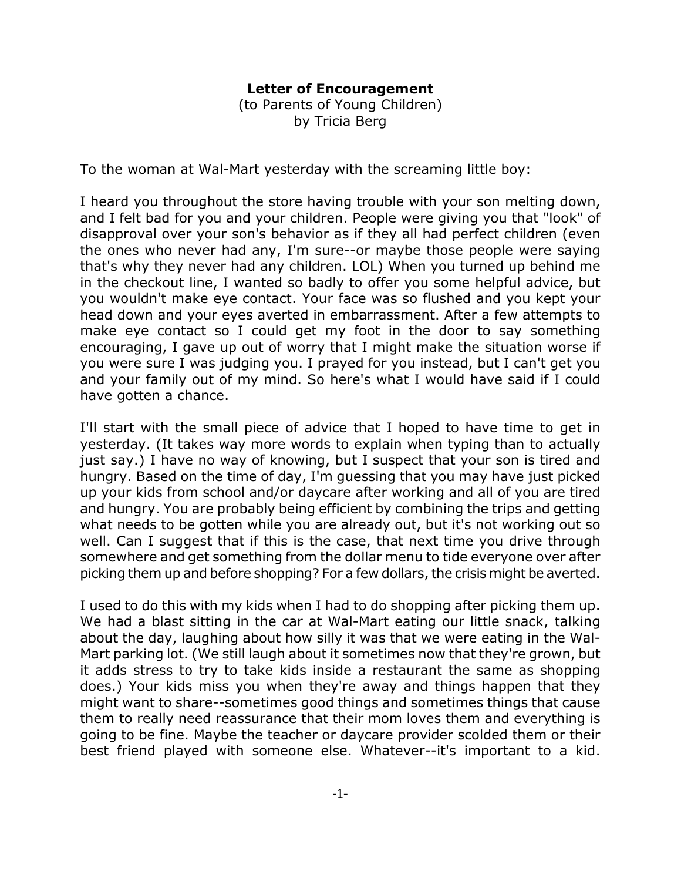**Letter of Encouragement**
(to Parents of Young Children)
by Tricia Berg

To the woman at Wal-Mart yesterday with the screaming little boy:

I heard you throughout the store having trouble with your son melting down, and I felt bad for you and your children. People were giving you that "look" of disapproval over your son's behavior as if they all had perfect children (even the ones who never had any, I'm sure--or maybe those people were saying that's why they never had any children. LOL) When you turned up behind me in the checkout line, I wanted so badly to offer you some helpful advice, but you wouldn't make eye contact. Your face was so flushed and you kept your head down and your eyes averted in embarrassment. After a few attempts to make eye contact so I could get my foot in the door to say something encouraging, I gave up out of worry that I might make the situation worse if you were sure I was judging you. I prayed for you instead, but I can't get you and your family out of my mind. So here's what I would have said if I could have gotten a chance.

I'll start with the small piece of advice that I hoped to have time to get in yesterday. (It takes way more words to explain when typing than to actually just say.) I have no way of knowing, but I suspect that your son is tired and hungry. Based on the time of day, I'm guessing that you may have just picked up your kids from school and/or daycare after working and all of you are tired and hungry. You are probably being efficient by combining the trips and getting what needs to be gotten while you are already out, but it's not working out so well. Can I suggest that if this is the case, that next time you drive through somewhere and get something from the dollar menu to tide everyone over after picking them up and before shopping? For a few dollars, the crisis might be averted.

I used to do this with my kids when I had to do shopping after picking them up. We had a blast sitting in the car at Wal-Mart eating our little snack, talking about the day, laughing about how silly it was that we were eating in the Wal-Mart parking lot. (We still laugh about it sometimes now that they're grown, but it adds stress to try to take kids inside a restaurant the same as shopping does.) Your kids miss you when they're away and things happen that they might want to share--sometimes good things and sometimes things that cause them to really need reassurance that their mom loves them and everything is going to be fine. Maybe the teacher or daycare provider scolded them or their best friend played with someone else. Whatever--it's important to a kid.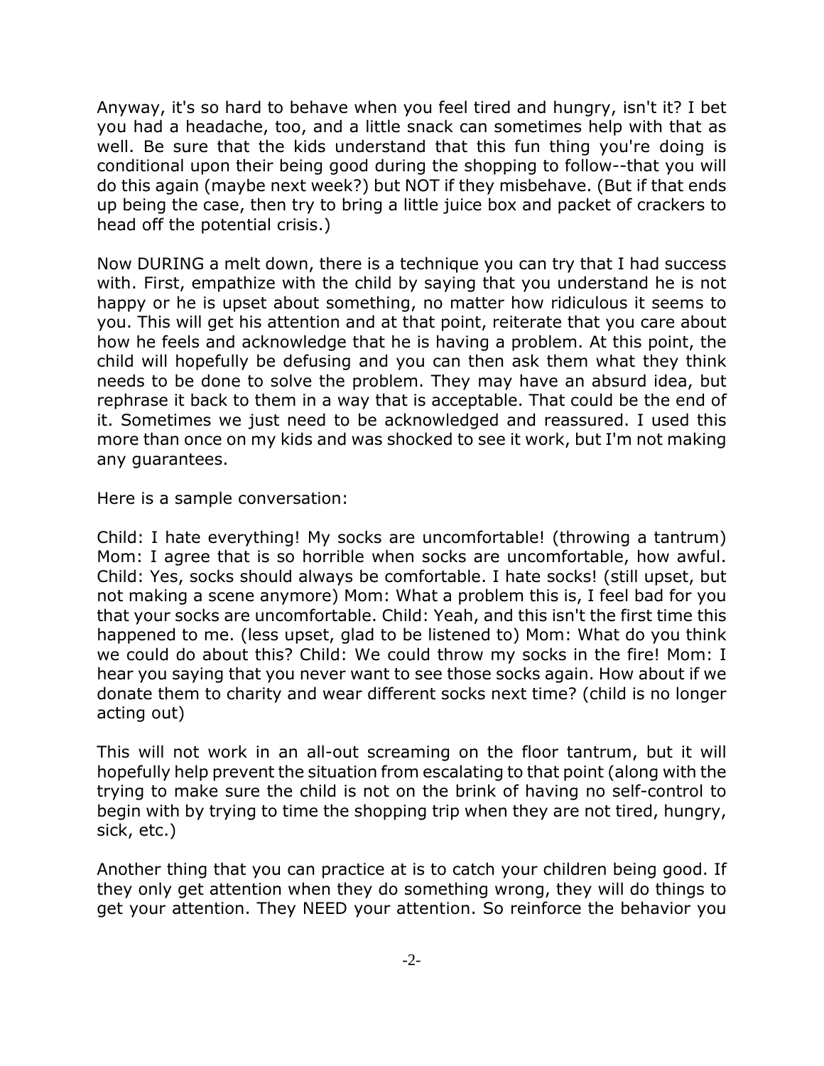Anyway, it's so hard to behave when you feel tired and hungry, isn't it? I bet you had a headache, too, and a little snack can sometimes help with that as well. Be sure that the kids understand that this fun thing you're doing is conditional upon their being good during the shopping to follow--that you will do this again (maybe next week?) but NOT if they misbehave. (But if that ends up being the case, then try to bring a little juice box and packet of crackers to head off the potential crisis.)

Now DURING a melt down, there is a technique you can try that I had success with. First, empathize with the child by saying that you understand he is not happy or he is upset about something, no matter how ridiculous it seems to you. This will get his attention and at that point, reiterate that you care about how he feels and acknowledge that he is having a problem. At this point, the child will hopefully be defusing and you can then ask them what they think needs to be done to solve the problem. They may have an absurd idea, but rephrase it back to them in a way that is acceptable. That could be the end of it. Sometimes we just need to be acknowledged and reassured. I used this more than once on my kids and was shocked to see it work, but I'm not making any guarantees.

Here is a sample conversation:

Child: I hate everything! My socks are uncomfortable! (throwing a tantrum) Mom: I agree that is so horrible when socks are uncomfortable, how awful. Child: Yes, socks should always be comfortable. I hate socks! (still upset, but not making a scene anymore) Mom: What a problem this is, I feel bad for you that your socks are uncomfortable. Child: Yeah, and this isn't the first time this happened to me. (less upset, glad to be listened to) Mom: What do you think we could do about this? Child: We could throw my socks in the fire! Mom: I hear you saying that you never want to see those socks again. How about if we donate them to charity and wear different socks next time? (child is no longer acting out)

This will not work in an all-out screaming on the floor tantrum, but it will hopefully help prevent the situation from escalating to that point (along with the trying to make sure the child is not on the brink of having no self-control to begin with by trying to time the shopping trip when they are not tired, hungry, sick, etc.)

Another thing that you can practice at is to catch your children being good. If they only get attention when they do something wrong, they will do things to get your attention. They NEED your attention. So reinforce the behavior you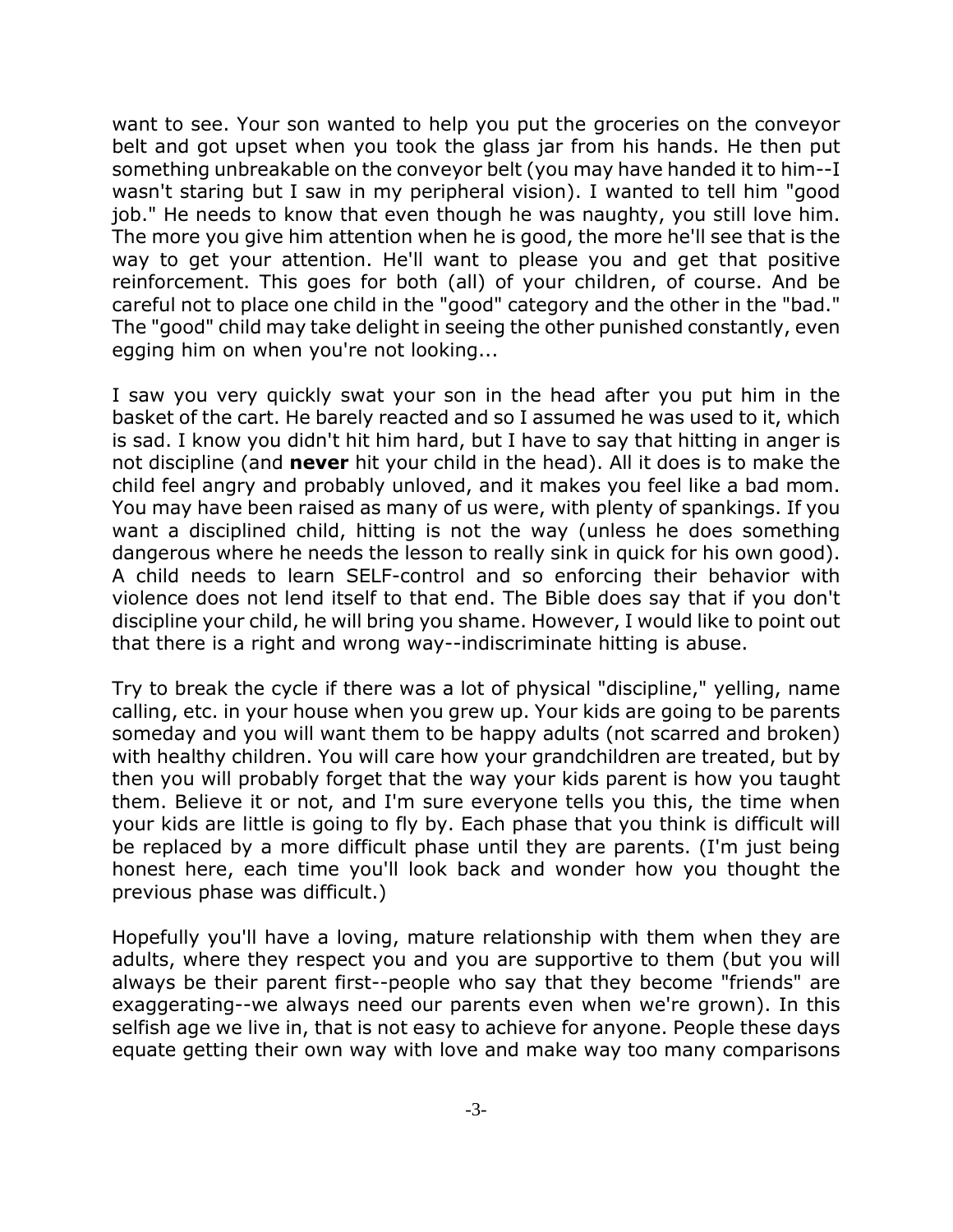want to see. Your son wanted to help you put the groceries on the conveyor belt and got upset when you took the glass jar from his hands. He then put something unbreakable on the conveyor belt (you may have handed it to him--I wasn't staring but I saw in my peripheral vision). I wanted to tell him "good job." He needs to know that even though he was naughty, you still love him. The more you give him attention when he is good, the more he'll see that is the way to get your attention. He'll want to please you and get that positive reinforcement. This goes for both (all) of your children, of course. And be careful not to place one child in the "good" category and the other in the "bad." The "good" child may take delight in seeing the other punished constantly, even egging him on when you're not looking...

I saw you very quickly swat your son in the head after you put him in the basket of the cart. He barely reacted and so I assumed he was used to it, which is sad. I know you didn't hit him hard, but I have to say that hitting in anger is not discipline (and **never** hit your child in the head). All it does is to make the child feel angry and probably unloved, and it makes you feel like a bad mom. You may have been raised as many of us were, with plenty of spankings. If you want a disciplined child, hitting is not the way (unless he does something dangerous where he needs the lesson to really sink in quick for his own good). A child needs to learn SELF-control and so enforcing their behavior with violence does not lend itself to that end. The Bible does say that if you don't discipline your child, he will bring you shame. However, I would like to point out that there is a right and wrong way--indiscriminate hitting is abuse.

Try to break the cycle if there was a lot of physical "discipline," yelling, name calling, etc. in your house when you grew up. Your kids are going to be parents someday and you will want them to be happy adults (not scarred and broken) with healthy children. You will care how your grandchildren are treated, but by then you will probably forget that the way your kids parent is how you taught them. Believe it or not, and I'm sure everyone tells you this, the time when your kids are little is going to fly by. Each phase that you think is difficult will be replaced by a more difficult phase until they are parents. (I'm just being honest here, each time you'll look back and wonder how you thought the previous phase was difficult.)

Hopefully you'll have a loving, mature relationship with them when they are adults, where they respect you and you are supportive to them (but you will always be their parent first--people who say that they become "friends" are exaggerating--we always need our parents even when we're grown). In this selfish age we live in, that is not easy to achieve for anyone. People these days equate getting their own way with love and make way too many comparisons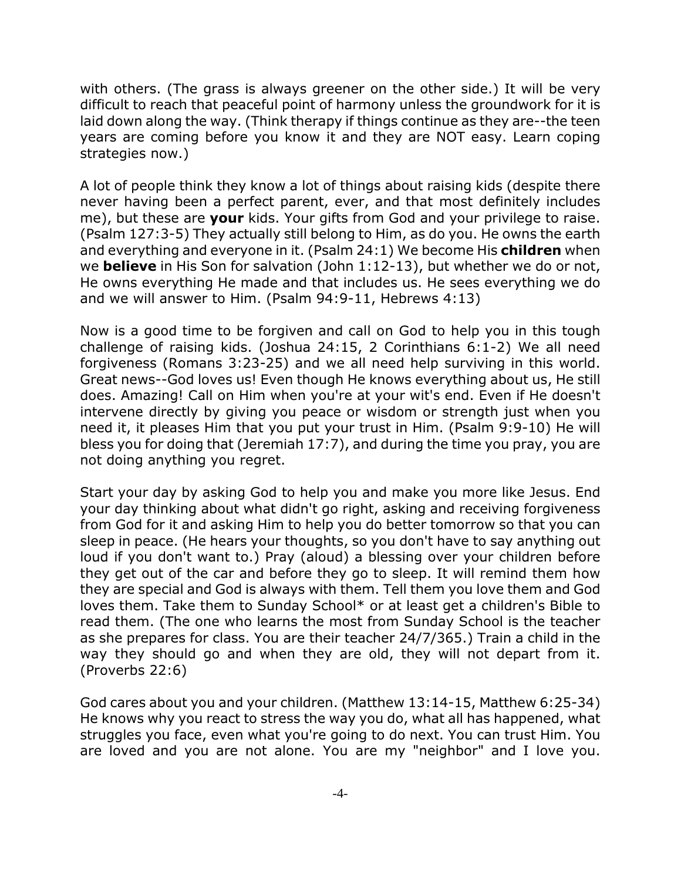with others. (The grass is always greener on the other side.) It will be very difficult to reach that peaceful point of harmony unless the groundwork for it is laid down along the way. (Think therapy if things continue as they are--the teen years are coming before you know it and they are NOT easy. Learn coping strategies now.)

A lot of people think they know a lot of things about raising kids (despite there never having been a perfect parent, ever, and that most definitely includes me), but these are **your** kids. Your gifts from God and your privilege to raise. (Psalm 127:3-5) They actually still belong to Him, as do you. He owns the earth and everything and everyone in it. (Psalm 24:1) We become His **children** when we **believe** in His Son for salvation (John 1:12-13), but whether we do or not, He owns everything He made and that includes us. He sees everything we do and we will answer to Him. (Psalm 94:9-11, Hebrews 4:13)

Now is a good time to be forgiven and call on God to help you in this tough challenge of raising kids. (Joshua 24:15, 2 Corinthians 6:1-2) We all need forgiveness (Romans 3:23-25) and we all need help surviving in this world. Great news--God loves us! Even though He knows everything about us, He still does. Amazing! Call on Him when you're at your wit's end. Even if He doesn't intervene directly by giving you peace or wisdom or strength just when you need it, it pleases Him that you put your trust in Him. (Psalm 9:9-10) He will bless you for doing that (Jeremiah 17:7), and during the time you pray, you are not doing anything you regret.

Start your day by asking God to help you and make you more like Jesus. End your day thinking about what didn't go right, asking and receiving forgiveness from God for it and asking Him to help you do better tomorrow so that you can sleep in peace. (He hears your thoughts, so you don't have to say anything out loud if you don't want to.) Pray (aloud) a blessing over your children before they get out of the car and before they go to sleep. It will remind them how they are special and God is always with them. Tell them you love them and God loves them. Take them to Sunday School* or at least get a children's Bible to read them. (The one who learns the most from Sunday School is the teacher as she prepares for class. You are their teacher 24/7/365.) Train a child in the way they should go and when they are old, they will not depart from it. (Proverbs 22:6)

God cares about you and your children. (Matthew 13:14-15, Matthew 6:25-34) He knows why you react to stress the way you do, what all has happened, what struggles you face, even what you're going to do next. You can trust Him. You are loved and you are not alone. You are my "neighbor" and I love you.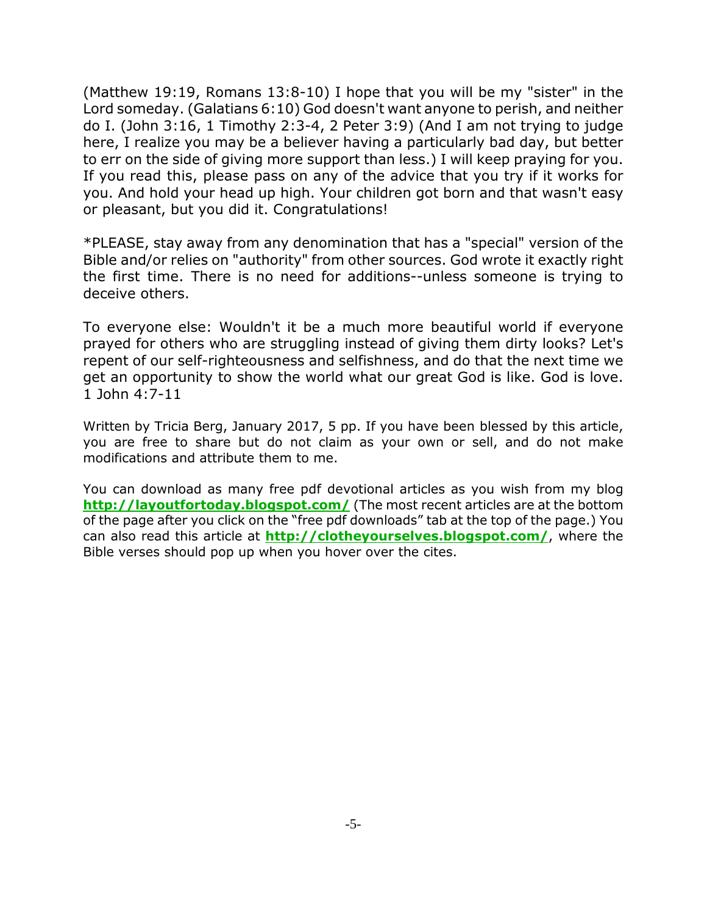(Matthew 19:19, Romans 13:8-10) I hope that you will be my "sister" in the Lord someday. (Galatians 6:10) God doesn't want anyone to perish, and neither do I. (John 3:16, 1 Timothy 2:3-4, 2 Peter 3:9) (And I am not trying to judge here, I realize you may be a believer having a particularly bad day, but better to err on the side of giving more support than less.) I will keep praying for you. If you read this, please pass on any of the advice that you try if it works for you. And hold your head up high. Your children got born and that wasn't easy or pleasant, but you did it. Congratulations!

*PLEASE, stay away from any denomination that has a "special" version of the Bible and/or relies on "authority" from other sources. God wrote it exactly right the first time. There is no need for additions--unless someone is trying to deceive others.

To everyone else: Wouldn't it be a much more beautiful world if everyone prayed for others who are struggling instead of giving them dirty looks? Let's repent of our self-righteousness and selfishness, and do that the next time we get an opportunity to show the world what our great God is like. God is love. 1 John 4:7-11

Written by Tricia Berg, January 2017, 5 pp. If you have been blessed by this article, you are free to share but do not claim as your own or sell, and do not make modifications and attribute them to me.

You can download as many free pdf devotional articles as you wish from my blog **http://layoutfortoday.blogspot.com/** (The most recent articles are at the bottom of the page after you click on the "free pdf downloads" tab at the top of the page.) You can also read this article at **http://clotheyourselves.blogspot.com/**, where the Bible verses should pop up when you hover over the cites.